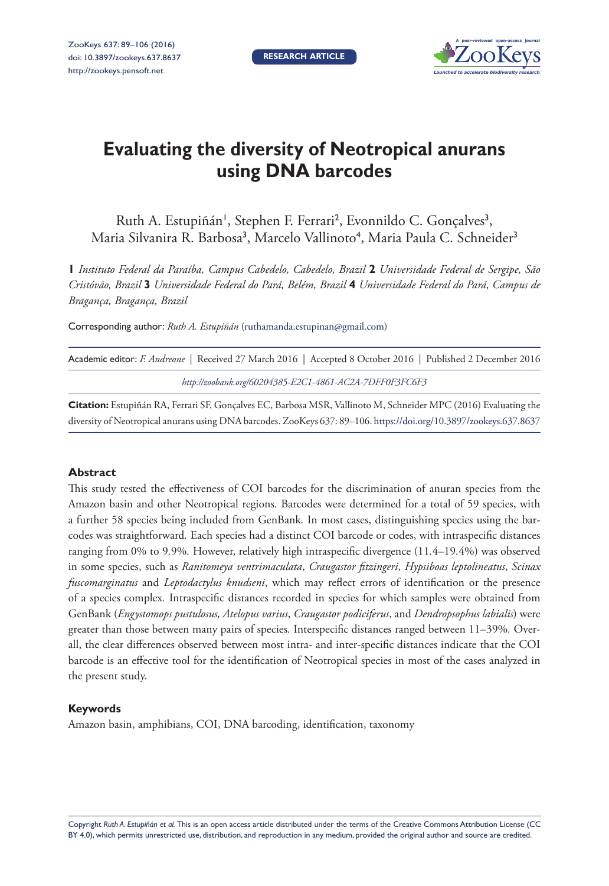RESEARCH ARTICLE

# Evaluating the diversity of Neotropical anurans using DNA barcodes

Ruth A. Estupiñán[1], Stephen F. Ferrari[2], Evonnildo C. Gonçalves[3], Maria Silvanira R. Barbosa[3], Marcelo Vallinoto[4], Maria Paula C. Schneider[3]

**1** *Instituto Federal da Paraíba, Campus Cabedelo, Cabedelo, Brazil* **2** *Universidade Federal de Sergipe, São Cristóvão, Brazil* **3** *Universidade Federal do Pará, Belém, Brazil* **4** *Universidade Federal do Pará, Campus de Bragança, Bragança, Brazil*

Corresponding author: *Ruth A. Estupiñán* (ruthamanda.estupinan@gmail.com)

Academic editor: *F. Andreone* | Received 27 March 2016 | Accepted 8 October 2016 | Published 2 December 2016

*http://zoobank.org/60204385-E2C1-4861-AC2A-7DFF0F3FC6F3*

**Citation:** Estupiñán RA, Ferrari SF, Gonçalves EC, Barbosa MSR, Vallinoto M, Schneider MPC (2016) Evaluating the diversity of Neotropical anurans using DNA barcodes. ZooKeys 637: 89–106. https://doi.org/10.3897/zookeys.637.8637

### Abstract

This study tested the effectiveness of COI barcodes for the discrimination of anuran species from the Amazon basin and other Neotropical regions. Barcodes were determined for a total of 59 species, with a further 58 species being included from GenBank. In most cases, distinguishing species using the barcodes was straightforward. Each species had a distinct COI barcode or codes, with intraspecific distances ranging from 0% to 9.9%. However, relatively high intraspecific divergence (11.4–19.4%) was observed in some species, such as *Ranitomeya ventrimaculata*, *Craugastor fitzingeri*, *Hypsiboas leptolineatus*, *Scinax fuscomarginatus* and *Leptodactylus knudseni*, which may reflect errors of identification or the presence of a species complex. Intraspecific distances recorded in species for which samples were obtained from GenBank (*Engystomops pustulosus, Atelopus varius*, *Craugastor podiciferus*, and *Dendropsophus labialis*) were greater than those between many pairs of species. Interspecific distances ranged between 11–39%. Overall, the clear differences observed between most intra- and inter-specific distances indicate that the COI barcode is an effective tool for the identification of Neotropical species in most of the cases analyzed in the present study.

### Keywords

Amazon basin, amphibians, COI, DNA barcoding, identification, taxonomy

Copyright *Ruth A. Estupiñán et al.* This is an open access article distributed under the terms of the Creative Commons Attribution License (CC BY 4.0), which permits unrestricted use, distribution, and reproduction in any medium, provided the original author and source are credited.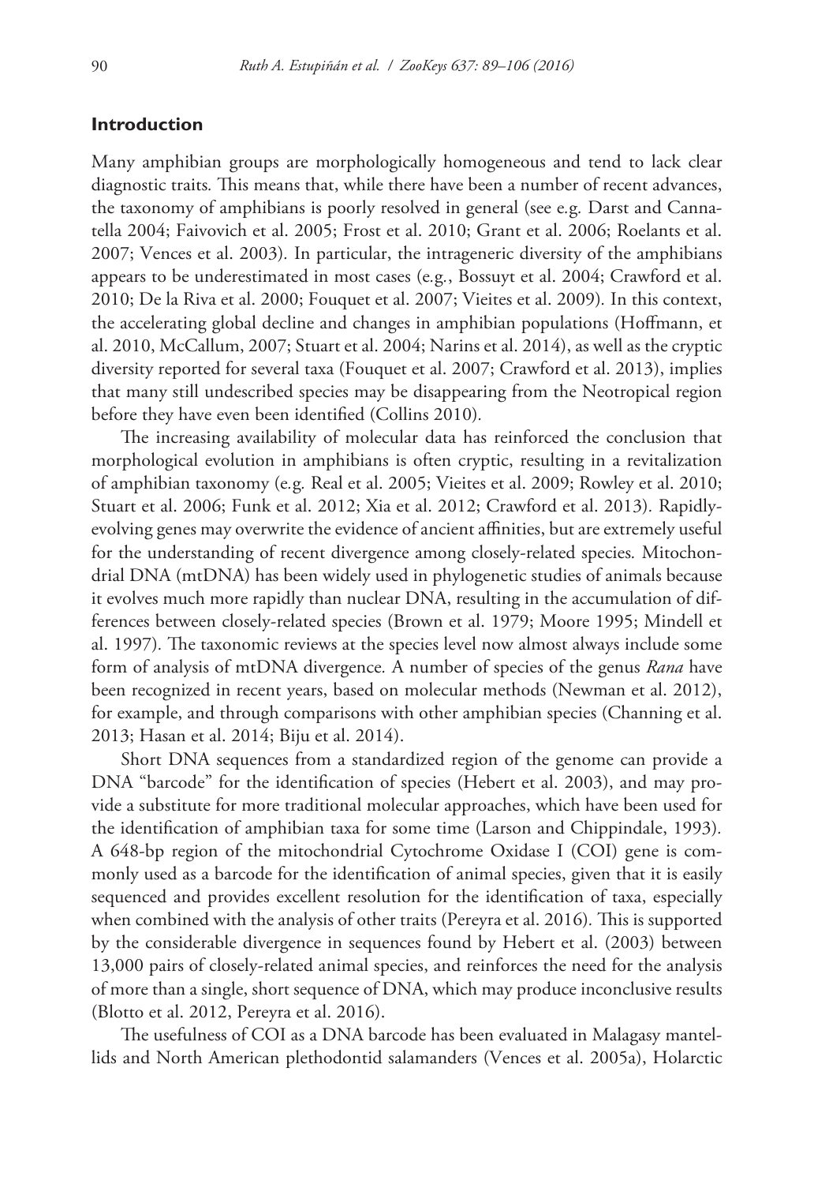## Introduction

Many amphibian groups are morphologically homogeneous and tend to lack clear diagnostic traits. This means that, while there have been a number of recent advances, the taxonomy of amphibians is poorly resolved in general (see e.g. Darst and Cannatella 2004; Faivovich et al. 2005; Frost et al. 2010; Grant et al. 2006; Roelants et al. 2007; Vences et al. 2003). In particular, the intrageneric diversity of the amphibians appears to be underestimated in most cases (e.g., Bossuyt et al. 2004; Crawford et al. 2010; De la Riva et al. 2000; Fouquet et al. 2007; Vieites et al. 2009). In this context, the accelerating global decline and changes in amphibian populations (Hoffmann, et al. 2010, McCallum, 2007; Stuart et al. 2004; Narins et al. 2014), as well as the cryptic diversity reported for several taxa (Fouquet et al. 2007; Crawford et al. 2013), implies that many still undescribed species may be disappearing from the Neotropical region before they have even been identified (Collins 2010).

The increasing availability of molecular data has reinforced the conclusion that morphological evolution in amphibians is often cryptic, resulting in a revitalization of amphibian taxonomy (e.g. Real et al. 2005; Vieites et al. 2009; Rowley et al. 2010; Stuart et al. 2006; Funk et al. 2012; Xia et al. 2012; Crawford et al. 2013). Rapidly-evolving genes may overwrite the evidence of ancient affinities, but are extremely useful for the understanding of recent divergence among closely-related species. Mitochondrial DNA (mtDNA) has been widely used in phylogenetic studies of animals because it evolves much more rapidly than nuclear DNA, resulting in the accumulation of differences between closely-related species (Brown et al. 1979; Moore 1995; Mindell et al. 1997). The taxonomic reviews at the species level now almost always include some form of analysis of mtDNA divergence. A number of species of the genus *Rana* have been recognized in recent years, based on molecular methods (Newman et al. 2012), for example, and through comparisons with other amphibian species (Channing et al. 2013; Hasan et al. 2014; Biju et al. 2014).

Short DNA sequences from a standardized region of the genome can provide a DNA "barcode" for the identification of species (Hebert et al. 2003), and may provide a substitute for more traditional molecular approaches, which have been used for the identification of amphibian taxa for some time (Larson and Chippindale, 1993). A 648-bp region of the mitochondrial Cytochrome Oxidase I (COI) gene is commonly used as a barcode for the identification of animal species, given that it is easily sequenced and provides excellent resolution for the identification of taxa, especially when combined with the analysis of other traits (Pereyra et al. 2016). This is supported by the considerable divergence in sequences found by Hebert et al. (2003) between 13,000 pairs of closely-related animal species, and reinforces the need for the analysis of more than a single, short sequence of DNA, which may produce inconclusive results (Blotto et al. 2012, Pereyra et al. 2016).

The usefulness of COI as a DNA barcode has been evaluated in Malagasy mantellids and North American plethodontid salamanders (Vences et al. 2005a), Holarctic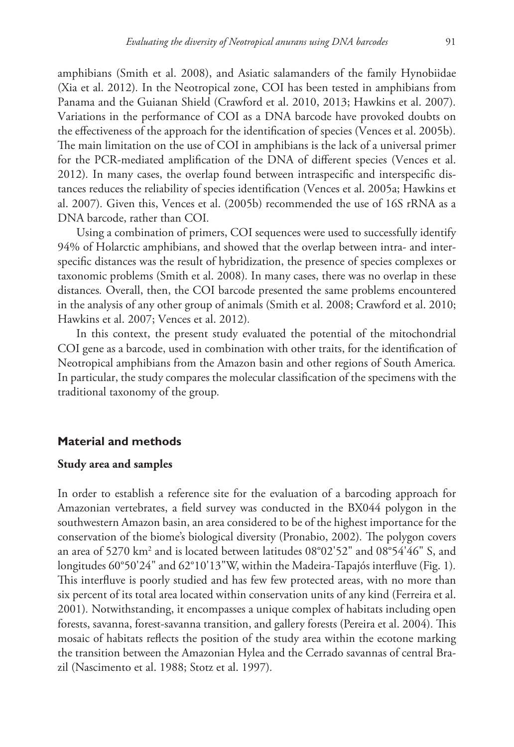amphibians (Smith et al. 2008), and Asiatic salamanders of the family Hynobiidae (Xia et al. 2012). In the Neotropical zone, COI has been tested in amphibians from Panama and the Guianan Shield (Crawford et al. 2010, 2013; Hawkins et al. 2007). Variations in the performance of COI as a DNA barcode have provoked doubts on the effectiveness of the approach for the identification of species (Vences et al. 2005b). The main limitation on the use of COI in amphibians is the lack of a universal primer for the PCR-mediated amplification of the DNA of different species (Vences et al. 2012). In many cases, the overlap found between intraspecific and interspecific distances reduces the reliability of species identification (Vences et al. 2005a; Hawkins et al. 2007). Given this, Vences et al. (2005b) recommended the use of 16S rRNA as a DNA barcode, rather than COI.

Using a combination of primers, COI sequences were used to successfully identify 94% of Holarctic amphibians, and showed that the overlap between intra- and interspecific distances was the result of hybridization, the presence of species complexes or taxonomic problems (Smith et al. 2008). In many cases, there was no overlap in these distances. Overall, then, the COI barcode presented the same problems encountered in the analysis of any other group of animals (Smith et al. 2008; Crawford et al. 2010; Hawkins et al. 2007; Vences et al. 2012).

In this context, the present study evaluated the potential of the mitochondrial COI gene as a barcode, used in combination with other traits, for the identification of Neotropical amphibians from the Amazon basin and other regions of South America. In particular, the study compares the molecular classification of the specimens with the traditional taxonomy of the group.

## Material and methods

### Study area and samples

In order to establish a reference site for the evaluation of a barcoding approach for Amazonian vertebrates, a field survey was conducted in the BX044 polygon in the southwestern Amazon basin, an area considered to be of the highest importance for the conservation of the biome's biological diversity (Pronabio, 2002). The polygon covers an area of 5270 km$^2$ and is located between latitudes 08°02'52" and 08°54'46" S, and longitudes 60°50'24" and 62°10'13"W, within the Madeira-Tapajós interfluve (Fig. 1). This interfluve is poorly studied and has few few protected areas, with no more than six percent of its total area located within conservation units of any kind (Ferreira et al. 2001). Notwithstanding, it encompasses a unique complex of habitats including open forests, savanna, forest-savanna transition, and gallery forests (Pereira et al. 2004). This mosaic of habitats reflects the position of the study area within the ecotone marking the transition between the Amazonian Hylea and the Cerrado savannas of central Brazil (Nascimento et al. 1988; Stotz et al. 1997).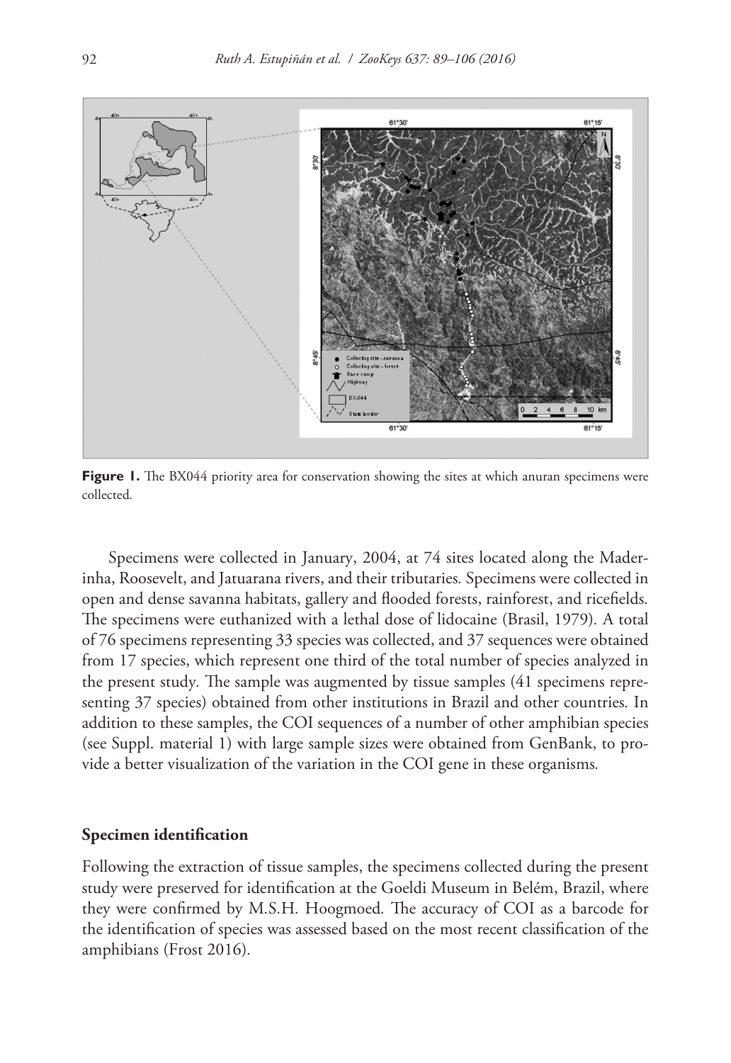**Figure 1.** The BX044 priority area for conservation showing the sites at which anuran specimens were collected.

Specimens were collected in January, 2004, at 74 sites located along the Maderinha, Roosevelt, and Jatuarana rivers, and their tributaries. Specimens were collected in open and dense savanna habitats, gallery and flooded forests, rainforest, and ricefields. The specimens were euthanized with a lethal dose of lidocaine (Brasil, 1979). A total of 76 specimens representing 33 species was collected, and 37 sequences were obtained from 17 species, which represent one third of the total number of species analyzed in the present study. The sample was augmented by tissue samples (41 specimens representing 37 species) obtained from other institutions in Brazil and other countries. In addition to these samples, the COI sequences of a number of other amphibian species (see Suppl. material 1) with large sample sizes were obtained from GenBank, to provide a better visualization of the variation in the COI gene in these organisms.

## Specimen identification

Following the extraction of tissue samples, the specimens collected during the present study were preserved for identification at the Goeldi Museum in Belém, Brazil, where they were confirmed by M.S.H. Hoogmoed. The accuracy of COI as a barcode for the identification of species was assessed based on the most recent classification of the amphibians (Frost 2016).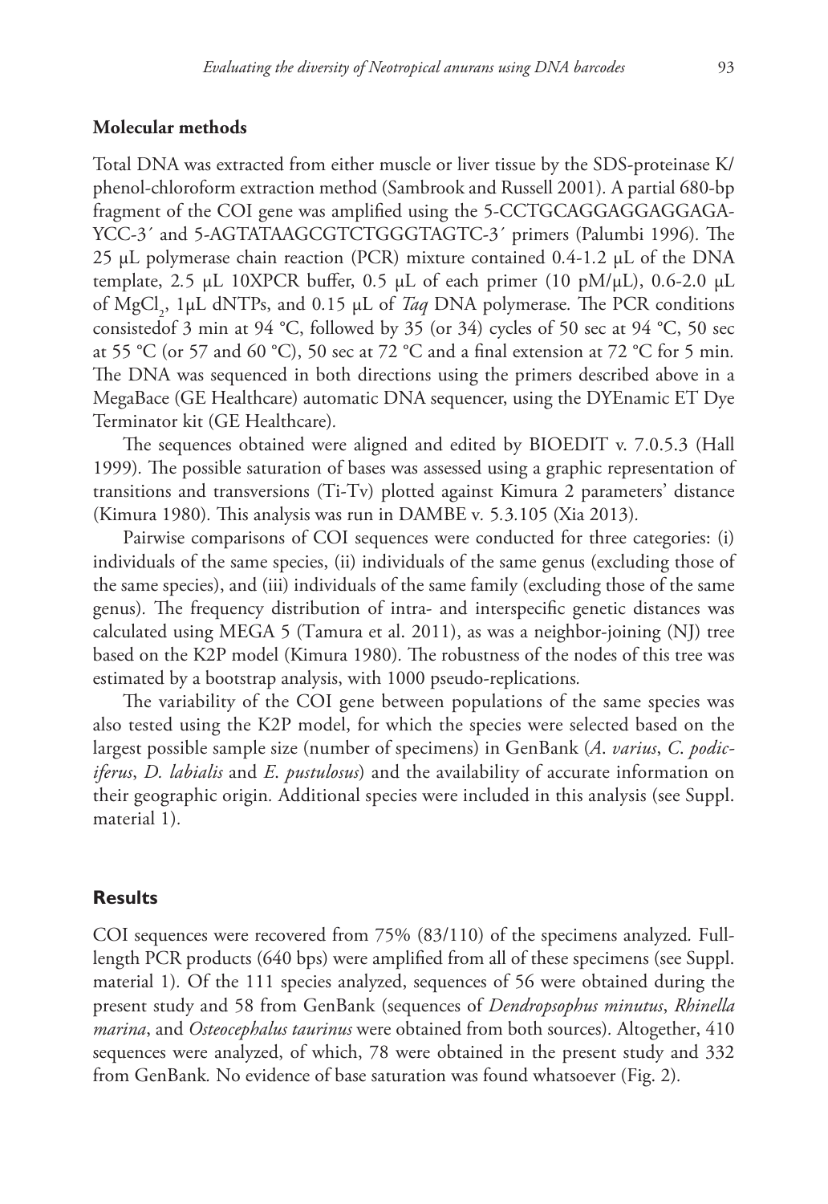### Molecular methods

Total DNA was extracted from either muscle or liver tissue by the SDS-proteinase K/ phenol-chloroform extraction method (Sambrook and Russell 2001). A partial 680-bp fragment of the COI gene was amplified using the 5-CCTGCAGGAGGAGGAGA-YCC-3´ and 5-AGTATAAGCGTCTGGGTAGTC-3´ primers (Palumbi 1996). The 25 µL polymerase chain reaction (PCR) mixture contained 0.4-1.2 µL of the DNA template, 2.5 µL 10XPCR buffer, 0.5 µL of each primer (10 pM/µL), 0.6-2.0 µL of $MgCl_2$, 1µL dNTPs, and 0.15 µL of *Taq* DNA polymerase. The PCR conditions consistedof 3 min at 94 °C, followed by 35 (or 34) cycles of 50 sec at 94 °C, 50 sec at 55 °C (or 57 and 60 °C), 50 sec at 72 °C and a final extension at 72 °C for 5 min. The DNA was sequenced in both directions using the primers described above in a MegaBace (GE Healthcare) automatic DNA sequencer, using the DYEnamic ET Dye Terminator kit (GE Healthcare).

The sequences obtained were aligned and edited by BIOEDIT v. 7.0.5.3 (Hall 1999). The possible saturation of bases was assessed using a graphic representation of transitions and transversions (Ti-Tv) plotted against Kimura 2 parameters' distance (Kimura 1980). This analysis was run in DAMBE v. 5.3.105 (Xia 2013).

Pairwise comparisons of COI sequences were conducted for three categories: (i) individuals of the same species, (ii) individuals of the same genus (excluding those of the same species), and (iii) individuals of the same family (excluding those of the same genus). The frequency distribution of intra- and interspecific genetic distances was calculated using MEGA 5 (Tamura et al. 2011), as was a neighbor-joining (NJ) tree based on the K2P model (Kimura 1980). The robustness of the nodes of this tree was estimated by a bootstrap analysis, with 1000 pseudo-replications.

The variability of the COI gene between populations of the same species was also tested using the K2P model, for which the species were selected based on the largest possible sample size (number of specimens) in GenBank (*A. varius*, *C. podiciferus*, *D. labialis* and *E. pustulosus*) and the availability of accurate information on their geographic origin. Additional species were included in this analysis (see Suppl. material 1).

## Results

COI sequences were recovered from 75% (83/110) of the specimens analyzed. Full-length PCR products (640 bps) were amplified from all of these specimens (see Suppl. material 1). Of the 111 species analyzed, sequences of 56 were obtained during the present study and 58 from GenBank (sequences of *Dendropsophus minutus*, *Rhinella marina*, and *Osteocephalus taurinus* were obtained from both sources). Altogether, 410 sequences were analyzed, of which, 78 were obtained in the present study and 332 from GenBank. No evidence of base saturation was found whatsoever (Fig. 2).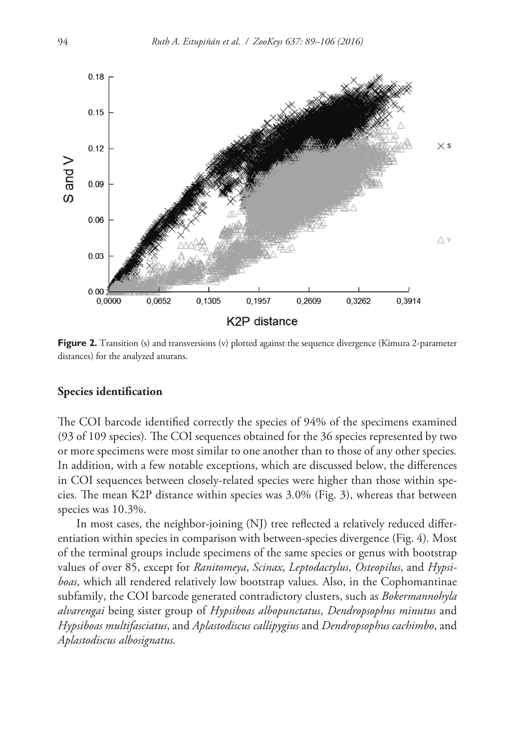**Figure 2.** Transition (s) and transversions (v) plotted against the sequence divergence (Kimura 2-parameter distances) for the analyzed anurans.

### Species identification

The COI barcode identified correctly the species of 94% of the specimens examined (93 of 109 species). The COI sequences obtained for the 36 species represented by two or more specimens were most similar to one another than to those of any other species. In addition, with a few notable exceptions, which are discussed below, the differences in COI sequences between closely-related species were higher than those within species. The mean K2P distance within species was 3.0% (Fig. 3), whereas that between species was 10.3%.

In most cases, the neighbor-joining (NJ) tree reflected a relatively reduced differentiation within species in comparison with between-species divergence (Fig. 4). Most of the terminal groups include specimens of the same species or genus with bootstrap values of over 85, except for *Ranitomeya*, *Scinax*, *Leptodactylus*, *Osteopilus*, and *Hypsiboas*, which all rendered relatively low bootstrap values. Also, in the Cophomantinae subfamily, the COI barcode generated contradictory clusters, such as *Bokermannohyla alvarengai* being sister group of *Hypsiboas albopunctatus*, *Dendropsophus minutus* and *Hypsiboas multifasciatus*, and *Aplastodiscus callipygius* and *Dendropsophus cachimbo*, and *Aplastodiscus albosignatus*.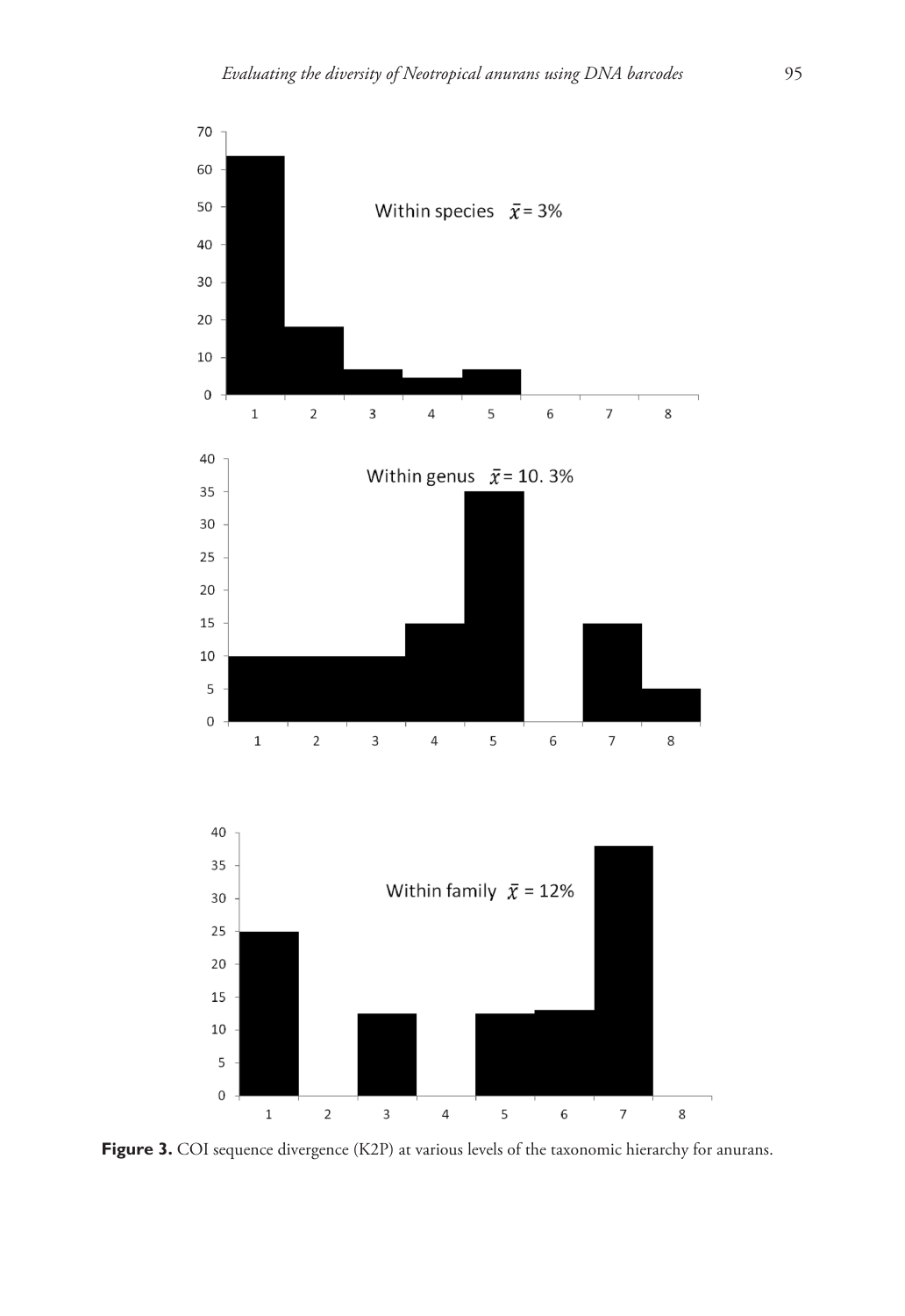**Figure 3.** COI sequence divergence (K2P) at various levels of the taxonomic hierarchy for anurans.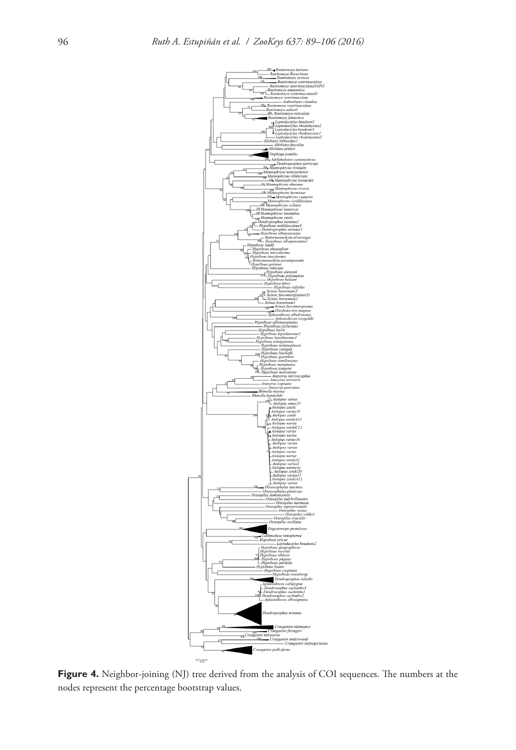**Figure 4.** Neighbor-joining (NJ) tree derived from the analysis of COI sequences. The numbers at the nodes represent the percentage bootstrap values.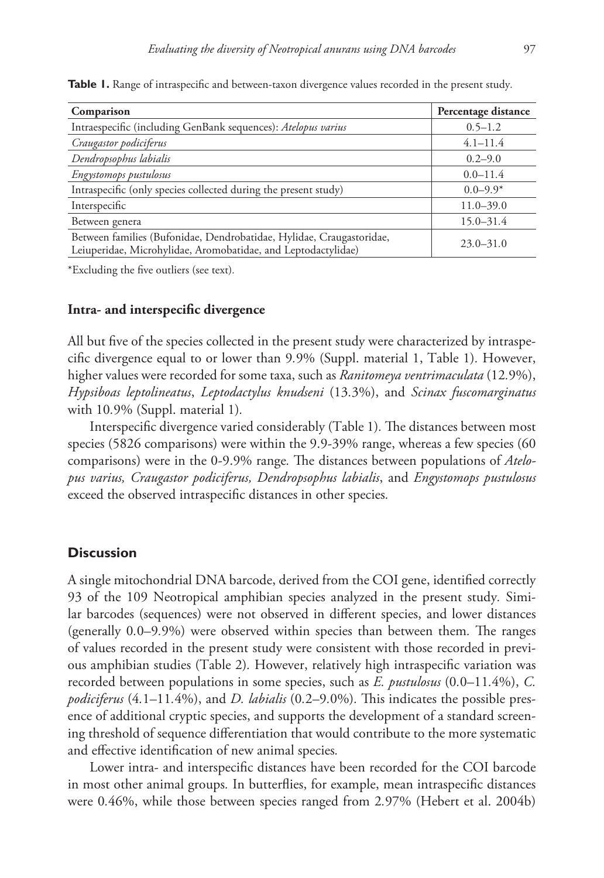**Table 1.** Range of intraspecific and between-taxon divergence values recorded in the present study.

| Comparison | Percentage distance |
|---|---|
| Intraespecific (including GenBank sequences): *Atelopus varius* | 0.5–1.2 |
| *Craugastor podiciferus* | 4.1–11.4 |
| *Dendropsophus labialis* | 0.2–9.0 |
| *Engystomops pustulosus* | 0.0–11.4 |
| Intraspecific (only species collected during the present study) | 0.0–9.9* |
| Interspecific | 11.0–39.0 |
| Between genera | 15.0–31.4 |
| Between families (Bufonidae, Dendrobatidae, Hylidae, Craugastoridae, Leiuperidae, Microhylidae, Aromobatidae, and Leptodactylidae) | 23.0–31.0 |

*Excluding the five outliers (see text).

### Intra- and interspecific divergence

All but five of the species collected in the present study were characterized by intraspecific divergence equal to or lower than 9.9% (Suppl. material 1, Table 1). However, higher values were recorded for some taxa, such as *Ranitomeya ventrimaculata* (12.9%), *Hypsiboas leptolineatus*, *Leptodactylus knudseni* (13.3%), and *Scinax fuscomarginatus* with 10.9% (Suppl. material 1).

Interspecific divergence varied considerably (Table 1). The distances between most species (5826 comparisons) were within the 9.9-39% range, whereas a few species (60 comparisons) were in the 0-9.9% range. The distances between populations of *Atelopus varius, Craugastor podiciferus, Dendropsophus labialis*, and *Engystomops pustulosus* exceed the observed intraspecific distances in other species.

## Discussion

A single mitochondrial DNA barcode, derived from the COI gene, identified correctly 93 of the 109 Neotropical amphibian species analyzed in the present study. Similar barcodes (sequences) were not observed in different species, and lower distances (generally 0.0–9.9%) were observed within species than between them. The ranges of values recorded in the present study were consistent with those recorded in previous amphibian studies (Table 2). However, relatively high intraspecific variation was recorded between populations in some species, such as *E. pustulosus* (0.0–11.4%), *C. podiciferus* (4.1–11.4%), and *D. labialis* (0.2–9.0%). This indicates the possible presence of additional cryptic species, and supports the development of a standard screening threshold of sequence differentiation that would contribute to the more systematic and effective identification of new animal species.

Lower intra- and interspecific distances have been recorded for the COI barcode in most other animal groups. In butterflies, for example, mean intraspecific distances were 0.46%, while those between species ranged from 2.97% (Hebert et al. 2004b)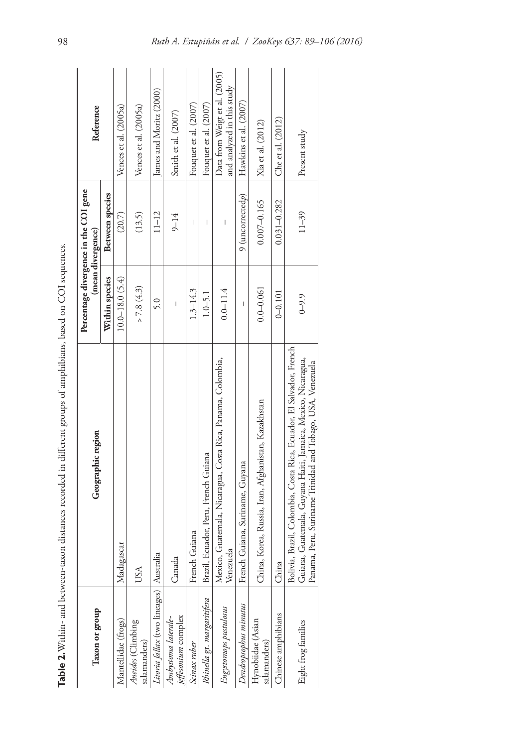**Table 2.** Within- and between-taxon distances recorded in different groups of amphibians, based on COI sequences.

| Taxon or group | Geographic region | Percentage divergence in the COI gene (mean divergence) | | Reference |
|---|---|---|---|---|
| | | Within species | Between species | |
| Mantellidae (frogs) | Madagascar | 10.0–18.0 (5.4) | (20.7) | Vences et al. (2005a) |
| *Aneides* (Climbing salamanders) | USA | > 7.8 (4.3) | (13.5) | Vences et al. (2005a) |
| *Litoria fallax* (two lineages) | Australia | 5.0 | 11–12 | James and Moritz (2000) |
| *Ambystoma laterale-jeffersonium* complex | Canada | – | 9–14 | Smith et al. (2007) |
| *Scinax ruber* | French Guiana | 1.3–14.3 | – | Fouquet et al. (2007) |
| *Rhinella* gr. *margaritifera* | Brazil, Ecuador, Peru, French Guiana | 1.0–5.1 | – | Fouquet et al. (2007) |
| *Engystomops pustulosus* | Mexico, Guatemala, Nicaragua, Costa Rica, Panama, Colombia, Venezuela | 0.0–11.4 | – | Data from Weigt et al. (2005) and analyzed in this study |
| *Dendropsophus minutus* | French Guiana, Suriname, Guyana | – | 9 (uncorrected *p*) | Hawkins et al. (2007) |
| Hynobiidae (Asian salamanders) | China, Korea, Russia, Iran, Afghanistan, Kazakhstan | 0.0–0.061 | 0.007–0.165 | Xia et al. (2012) |
| Chinese amphibians | China | 0–0.101 | 0.031–0.282 | Che et al. (2012) |
| Eight frog families | Bolivia, Brazil, Colombia, Costa Rica, Ecuador, El Salvador, French Guiana, Guatemala, Guyana Haiti, Jamaica, Mexico, Nicaragua, Panama, Peru, Suriname Trinidad and Tobago, USA, Venezuela | 0–9.9 | 11–39 | Present study |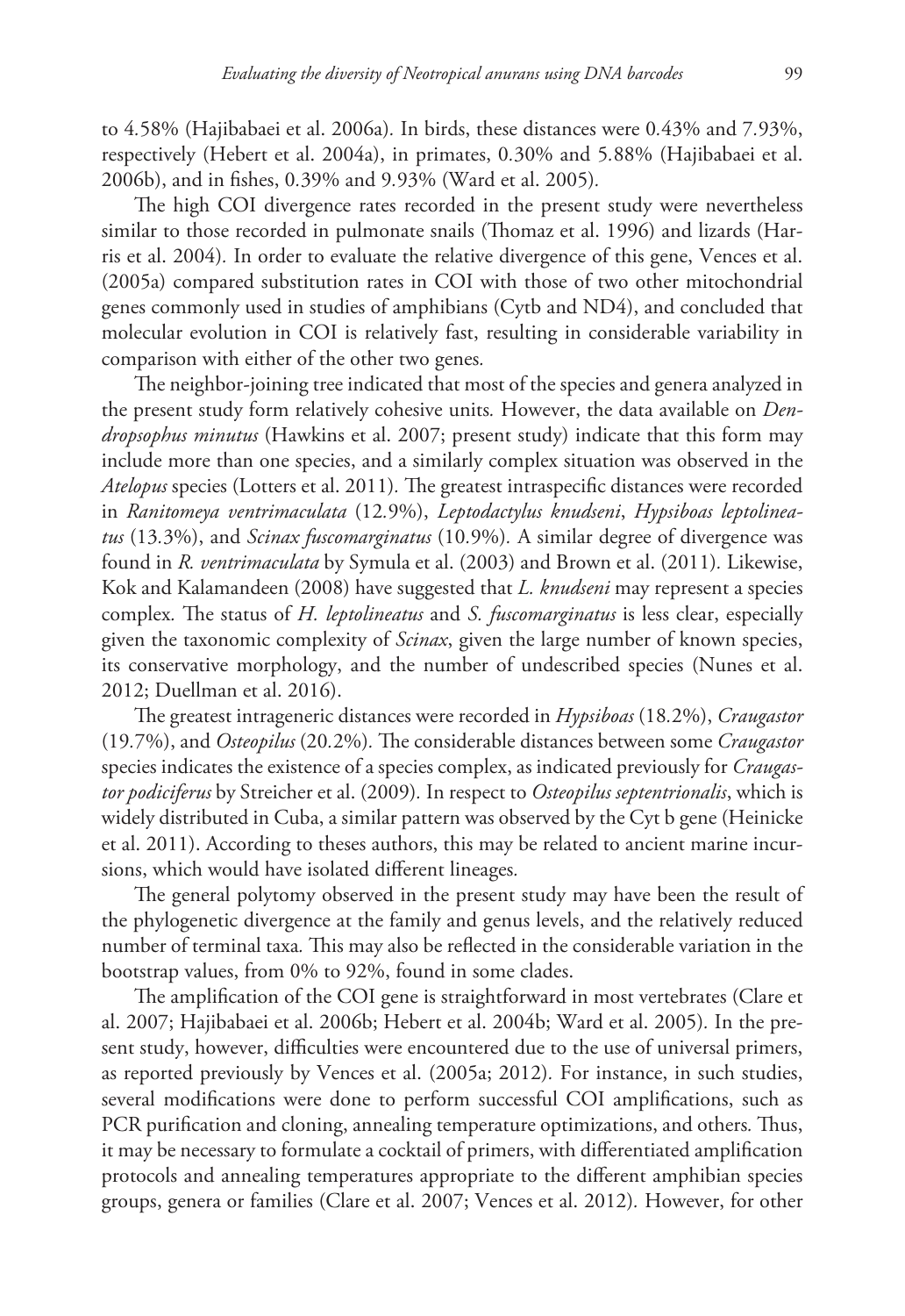to 4.58% (Hajibabaei et al. 2006a). In birds, these distances were 0.43% and 7.93%, respectively (Hebert et al. 2004a), in primates, 0.30% and 5.88% (Hajibabaei et al. 2006b), and in fishes, 0.39% and 9.93% (Ward et al. 2005).

The high COI divergence rates recorded in the present study were nevertheless similar to those recorded in pulmonate snails (Thomaz et al. 1996) and lizards (Harris et al. 2004). In order to evaluate the relative divergence of this gene, Vences et al. (2005a) compared substitution rates in COI with those of two other mitochondrial genes commonly used in studies of amphibians (Cytb and ND4), and concluded that molecular evolution in COI is relatively fast, resulting in considerable variability in comparison with either of the other two genes.

The neighbor-joining tree indicated that most of the species and genera analyzed in the present study form relatively cohesive units. However, the data available on *Dendropsophus minutus* (Hawkins et al. 2007; present study) indicate that this form may include more than one species, and a similarly complex situation was observed in the *Atelopus* species (Lotters et al. 2011). The greatest intraspecific distances were recorded in *Ranitomeya ventrimaculata* (12.9%), *Leptodactylus knudseni*, *Hypsiboas leptolineatus* (13.3%), and *Scinax fuscomarginatus* (10.9%). A similar degree of divergence was found in *R. ventrimaculata* by Symula et al. (2003) and Brown et al. (2011). Likewise, Kok and Kalamandeen (2008) have suggested that *L. knudseni* may represent a species complex. The status of *H. leptolineatus* and *S. fuscomarginatus* is less clear, especially given the taxonomic complexity of *Scinax*, given the large number of known species, its conservative morphology, and the number of undescribed species (Nunes et al. 2012; Duellman et al. 2016).

The greatest intrageneric distances were recorded in *Hypsiboas* (18.2%), *Craugastor* (19.7%), and *Osteopilus* (20.2%). The considerable distances between some *Craugastor* species indicates the existence of a species complex, as indicated previously for *Craugastor podiciferus* by Streicher et al. (2009). In respect to *Osteopilus septentrionalis*, which is widely distributed in Cuba, a similar pattern was observed by the Cyt b gene (Heinicke et al. 2011). According to theses authors, this may be related to ancient marine incursions, which would have isolated different lineages.

The general polytomy observed in the present study may have been the result of the phylogenetic divergence at the family and genus levels, and the relatively reduced number of terminal taxa. This may also be reflected in the considerable variation in the bootstrap values, from 0% to 92%, found in some clades.

The amplification of the COI gene is straightforward in most vertebrates (Clare et al. 2007; Hajibabaei et al. 2006b; Hebert et al. 2004b; Ward et al. 2005). In the present study, however, difficulties were encountered due to the use of universal primers, as reported previously by Vences et al. (2005a; 2012). For instance, in such studies, several modifications were done to perform successful COI amplifications, such as PCR purification and cloning, annealing temperature optimizations, and others. Thus, it may be necessary to formulate a cocktail of primers, with differentiated amplification protocols and annealing temperatures appropriate to the different amphibian species groups, genera or families (Clare et al. 2007; Vences et al. 2012). However, for other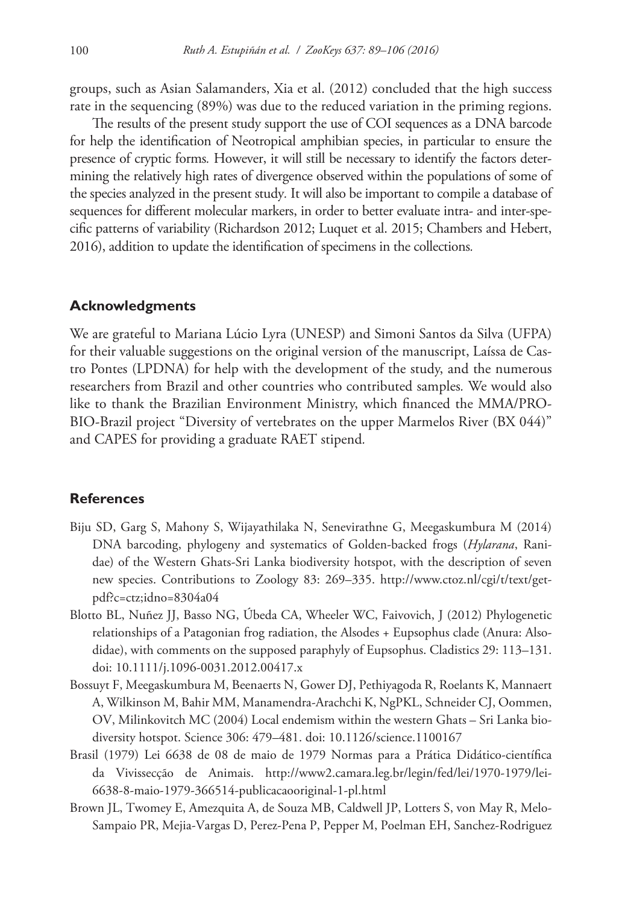groups, such as Asian Salamanders, Xia et al. (2012) concluded that the high success rate in the sequencing (89%) was due to the reduced variation in the priming regions.

The results of the present study support the use of COI sequences as a DNA barcode for help the identification of Neotropical amphibian species, in particular to ensure the presence of cryptic forms. However, it will still be necessary to identify the factors determining the relatively high rates of divergence observed within the populations of some of the species analyzed in the present study. It will also be important to compile a database of sequences for different molecular markers, in order to better evaluate intra- and inter-specific patterns of variability (Richardson 2012; Luquet et al. 2015; Chambers and Hebert, 2016), addition to update the identification of specimens in the collections.

## Acknowledgments

We are grateful to Mariana Lúcio Lyra (UNESP) and Simoni Santos da Silva (UFPA) for their valuable suggestions on the original version of the manuscript, Laíssa de Castro Pontes (LPDNA) for help with the development of the study, and the numerous researchers from Brazil and other countries who contributed samples. We would also like to thank the Brazilian Environment Ministry, which financed the MMA/PROBIO-Brazil project "Diversity of vertebrates on the upper Marmelos River (BX 044)" and CAPES for providing a graduate RAET stipend.

## References

Biju SD, Garg S, Mahony S, Wijayathilaka N, Senevirathne G, Meegaskumbura M (2014) DNA barcoding, phylogeny and systematics of Golden-backed frogs (*Hylarana*, Ranidae) of the Western Ghats-Sri Lanka biodiversity hotspot, with the description of seven new species. Contributions to Zoology 83: 269–335. http://www.ctoz.nl/cgi/t/text/get-pdf?c=ctz;idno=8304a04

Blotto BL, Nuñez JJ, Basso NG, Úbeda CA, Wheeler WC, Faivovich, J (2012) Phylogenetic relationships of a Patagonian frog radiation, the Alsodes + Eupsophus clade (Anura: Alsodidae), with comments on the supposed paraphyly of Eupsophus. Cladistics 29: 113–131. doi: 10.1111/j.1096-0031.2012.00417.x

Bossuyt F, Meegaskumbura M, Beenaerts N, Gower DJ, Pethiyagoda R, Roelants K, Mannaert A, Wilkinson M, Bahir MM, Manamendra-Arachchi K, NgPKL, Schneider CJ, Oommen, OV, Milinkovitch MC (2004) Local endemism within the western Ghats – Sri Lanka biodiversity hotspot. Science 306: 479–481. doi: 10.1126/science.1100167

Brasil (1979) Lei 6638 de 08 de maio de 1979 Normas para a Prática Didático-científica da Vivissecção de Animais. http://www2.camara.leg.br/legin/fed/lei/1970-1979/lei-6638-8-maio-1979-366514-publicacaooriginal-1-pl.html

Brown JL, Twomey E, Amezquita A, de Souza MB, Caldwell JP, Lotters S, von May R, Melo-Sampaio PR, Mejia-Vargas D, Perez-Pena P, Pepper M, Poelman EH, Sanchez-Rodriguez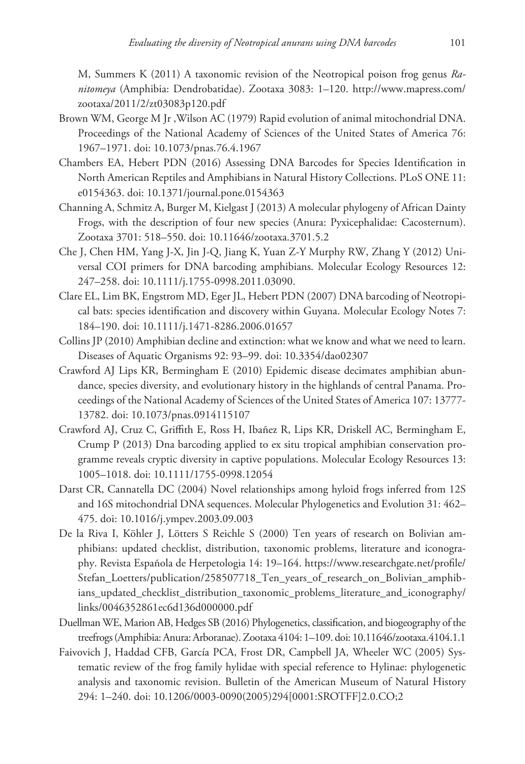M, Summers K (2011) A taxonomic revision of the Neotropical poison frog genus *Ranitomeya* (Amphibia: Dendrobatidae). Zootaxa 3083: 1–120. http://www.mapress.com/zootaxa/2011/2/zt03083p120.pdf

Brown WM, George M Jr ,Wilson AC (1979) Rapid evolution of animal mitochondrial DNA. Proceedings of the National Academy of Sciences of the United States of America 76: 1967–1971. doi: 10.1073/pnas.76.4.1967

Chambers EA, Hebert PDN (2016) Assessing DNA Barcodes for Species Identification in North American Reptiles and Amphibians in Natural History Collections. PLoS ONE 11: e0154363. doi: 10.1371/journal.pone.0154363

Channing A, Schmitz A, Burger M, Kielgast J (2013) A molecular phylogeny of African Dainty Frogs, with the description of four new species (Anura: Pyxicephalidae: Cacosternum). Zootaxa 3701: 518–550. doi: 10.11646/zootaxa.3701.5.2

Che J, Chen HM, Yang J-X, Jin J-Q, Jiang K, Yuan Z-Y Murphy RW, Zhang Y (2012) Universal COI primers for DNA barcoding amphibians. Molecular Ecology Resources 12: 247–258. doi: 10.1111/j.1755-0998.2011.03090.

Clare EL, Lim BK, Engstrom MD, Eger JL, Hebert PDN (2007) DNA barcoding of Neotropical bats: species identification and discovery within Guyana. Molecular Ecology Notes 7: 184–190. doi: 10.1111/j.1471-8286.2006.01657

Collins JP (2010) Amphibian decline and extinction: what we know and what we need to learn. Diseases of Aquatic Organisms 92: 93–99. doi: 10.3354/dao02307

Crawford AJ Lips KR, Bermingham E (2010) Epidemic disease decimates amphibian abundance, species diversity, and evolutionary history in the highlands of central Panama. Proceedings of the National Academy of Sciences of the United States of America 107: 13777-13782. doi: 10.1073/pnas.0914115107

Crawford AJ, Cruz C, Griffith E, Ross H, Ibañez R, Lips KR, Driskell AC, Bermingham E, Crump P (2013) Dna barcoding applied to ex situ tropical amphibian conservation programme reveals cryptic diversity in captive populations. Molecular Ecology Resources 13: 1005–1018. doi: 10.1111/1755-0998.12054

Darst CR, Cannatella DC (2004) Novel relationships among hyloid frogs inferred from 12S and 16S mitochondrial DNA sequences. Molecular Phylogenetics and Evolution 31: 462–475. doi: 10.1016/j.ympev.2003.09.003

De la Riva I, Köhler J, Lötters S Reichle S (2000) Ten years of research on Bolivian amphibians: updated checklist, distribution, taxonomic problems, literature and iconography. Revista Española de Herpetologia 14: 19–164. https://www.researchgate.net/profile/Stefan_Loetters/publication/258507718_Ten_years_of_research_on_Bolivian_amphibians_updated_checklist_distribution_taxonomic_problems_literature_and_iconography/links/0046352861ec6d136d000000.pdf

Duellman WE, Marion AB, Hedges SB (2016) Phylogenetics, classification, and biogeography of the treefrogs (Amphibia: Anura: Arboranae). Zootaxa 4104: 1–109. doi: 10.11646/zootaxa.4104.1.1

Faivovich J, Haddad CFB, García PCA, Frost DR, Campbell JA, Wheeler WC (2005) Systematic review of the frog family hylidae with special reference to Hylinae: phylogenetic analysis and taxonomic revision. Bulletin of the American Museum of Natural History 294: 1–240. doi: 10.1206/0003-0090(2005)294[0001:SROTFF]2.0.CO;2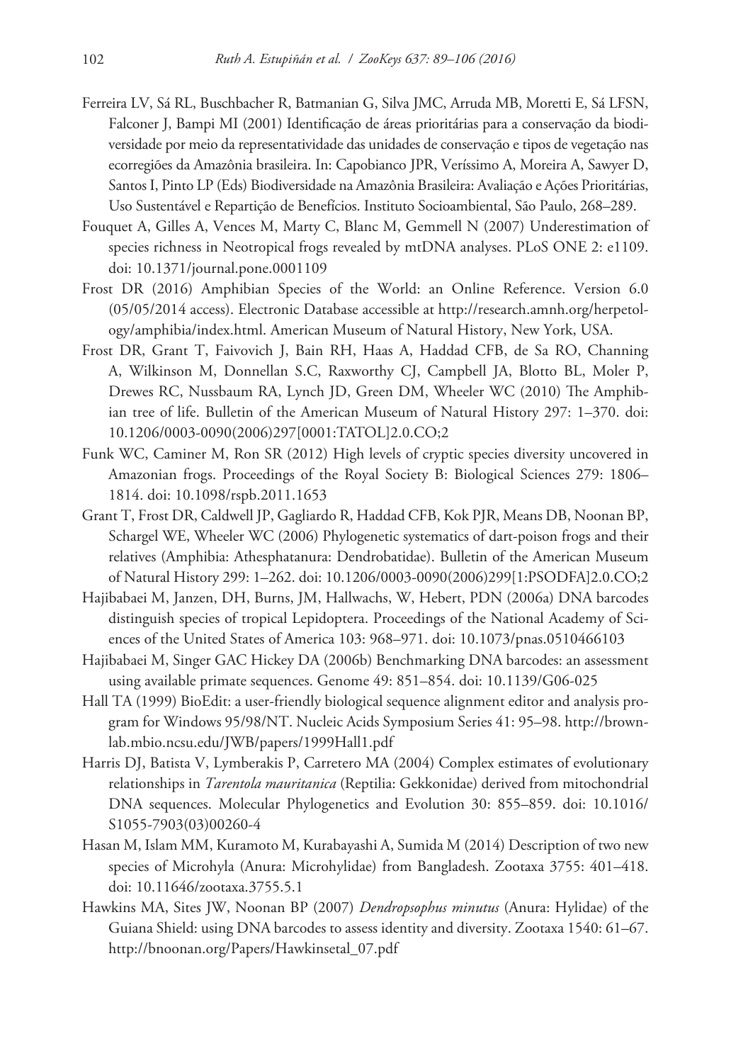Ferreira LV, Sá RL, Buschbacher R, Batmanian G, Silva JMC, Arruda MB, Moretti E, Sá LFSN, Falconer J, Bampi MI (2001) Identificação de áreas prioritárias para a conservação da biodiversidade por meio da representatividade das unidades de conservação e tipos de vegetação nas ecorregiões da Amazônia brasileira. In: Capobianco JPR, Veríssimo A, Moreira A, Sawyer D, Santos I, Pinto LP (Eds) Biodiversidade na Amazônia Brasileira: Avaliação e Ações Prioritárias, Uso Sustentável e Repartição de Benefícios. Instituto Socioambiental, São Paulo, 268–289.

Fouquet A, Gilles A, Vences M, Marty C, Blanc M, Gemmell N (2007) Underestimation of species richness in Neotropical frogs revealed by mtDNA analyses. PLoS ONE 2: e1109. doi: 10.1371/journal.pone.0001109

Frost DR (2016) Amphibian Species of the World: an Online Reference. Version 6.0 (05/05/2014 access). Electronic Database accessible at http://research.amnh.org/herpetology/amphibia/index.html. American Museum of Natural History, New York, USA.

Frost DR, Grant T, Faivovich J, Bain RH, Haas A, Haddad CFB, de Sa RO, Channing A, Wilkinson M, Donnellan S.C, Raxworthy CJ, Campbell JA, Blotto BL, Moler P, Drewes RC, Nussbaum RA, Lynch JD, Green DM, Wheeler WC (2010) The Amphibian tree of life. Bulletin of the American Museum of Natural History 297: 1–370. doi: 10.1206/0003-0090(2006)297[0001:TATOL]2.0.CO;2

Funk WC, Caminer M, Ron SR (2012) High levels of cryptic species diversity uncovered in Amazonian frogs. Proceedings of the Royal Society B: Biological Sciences 279: 1806–1814. doi: 10.1098/rspb.2011.1653

Grant T, Frost DR, Caldwell JP, Gagliardo R, Haddad CFB, Kok PJR, Means DB, Noonan BP, Schargel WE, Wheeler WC (2006) Phylogenetic systematics of dart-poison frogs and their relatives (Amphibia: Athesphatanura: Dendrobatidae). Bulletin of the American Museum of Natural History 299: 1–262. doi: 10.1206/0003-0090(2006)299[1:PSODFA]2.0.CO;2

Hajibabaei M, Janzen, DH, Burns, JM, Hallwachs, W, Hebert, PDN (2006a) DNA barcodes distinguish species of tropical Lepidoptera. Proceedings of the National Academy of Sciences of the United States of America 103: 968–971. doi: 10.1073/pnas.0510466103

Hajibabaei M, Singer GAC Hickey DA (2006b) Benchmarking DNA barcodes: an assessment using available primate sequences. Genome 49: 851–854. doi: 10.1139/G06-025

Hall TA (1999) BioEdit: a user-friendly biological sequence alignment editor and analysis program for Windows 95/98/NT. Nucleic Acids Symposium Series 41: 95–98. http://brownlab.mbio.ncsu.edu/JWB/papers/1999Hall1.pdf

Harris DJ, Batista V, Lymberakis P, Carretero MA (2004) Complex estimates of evolutionary relationships in *Tarentola mauritanica* (Reptilia: Gekkonidae) derived from mitochondrial DNA sequences. Molecular Phylogenetics and Evolution 30: 855–859. doi: 10.1016/S1055-7903(03)00260-4

Hasan M, Islam MM, Kuramoto M, Kurabayashi A, Sumida M (2014) Description of two new species of Microhyla (Anura: Microhylidae) from Bangladesh. Zootaxa 3755: 401–418. doi: 10.11646/zootaxa.3755.5.1

Hawkins MA, Sites JW, Noonan BP (2007) *Dendropsophus minutus* (Anura: Hylidae) of the Guiana Shield: using DNA barcodes to assess identity and diversity. Zootaxa 1540: 61–67. http://bnoonan.org/Papers/Hawkinsetal_07.pdf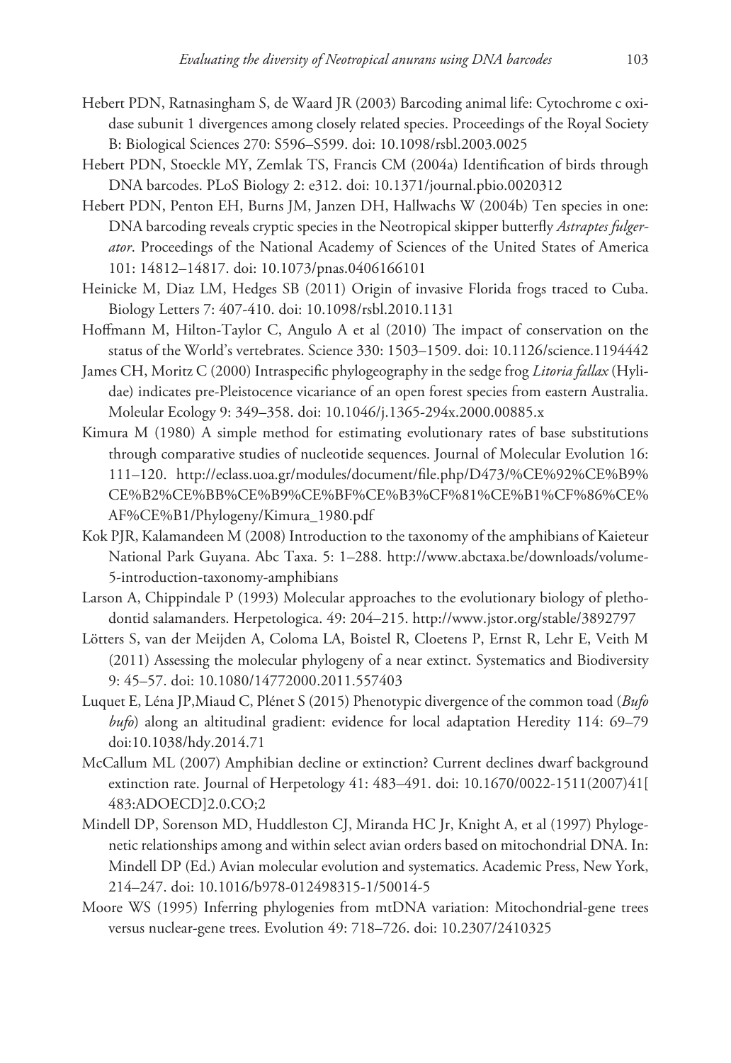Hebert PDN, Ratnasingham S, de Waard JR (2003) Barcoding animal life: Cytochrome c oxidase subunit 1 divergences among closely related species. Proceedings of the Royal Society B: Biological Sciences 270: S596–S599. doi: 10.1098/rsbl.2003.0025

Hebert PDN, Stoeckle MY, Zemlak TS, Francis CM (2004a) Identification of birds through DNA barcodes. PLoS Biology 2: e312. doi: 10.1371/journal.pbio.0020312

Hebert PDN, Penton EH, Burns JM, Janzen DH, Hallwachs W (2004b) Ten species in one: DNA barcoding reveals cryptic species in the Neotropical skipper butterfly *Astraptes fulgerator*. Proceedings of the National Academy of Sciences of the United States of America 101: 14812–14817. doi: 10.1073/pnas.0406166101

Heinicke M, Diaz LM, Hedges SB (2011) Origin of invasive Florida frogs traced to Cuba. Biology Letters 7: 407-410. doi: 10.1098/rsbl.2010.1131

Hoffmann M, Hilton-Taylor C, Angulo A et al (2010) The impact of conservation on the status of the World's vertebrates. Science 330: 1503–1509. doi: 10.1126/science.1194442

James CH, Moritz C (2000) Intraspecific phylogeography in the sedge frog *Litoria fallax* (Hylidae) indicates pre-Pleistocence vicariance of an open forest species from eastern Australia. Moleular Ecology 9: 349–358. doi: 10.1046/j.1365-294x.2000.00885.x

Kimura M (1980) A simple method for estimating evolutionary rates of base substitutions through comparative studies of nucleotide sequences. Journal of Molecular Evolution 16: 111–120. http://eclass.uoa.gr/modules/document/file.php/D473/%CE%92%CE%B9%CE%B2%CE%BB%CE%B9%CE%BF%CE%B3%CF%81%CE%B1%CF%86%CE%AF%CE%B1/Phylogeny/Kimura_1980.pdf

Kok PJR, Kalamandeen M (2008) Introduction to the taxonomy of the amphibians of Kaieteur National Park Guyana. Abc Taxa. 5: 1–288. http://www.abctaxa.be/downloads/volume-5-introduction-taxonomy-amphibians

Larson A, Chippindale P (1993) Molecular approaches to the evolutionary biology of plethodontid salamanders. Herpetologica. 49: 204–215. http://www.jstor.org/stable/3892797

Lötters S, van der Meijden A, Coloma LA, Boistel R, Cloetens P, Ernst R, Lehr E, Veith M (2011) Assessing the molecular phylogeny of a near extinct. Systematics and Biodiversity 9: 45–57. doi: 10.1080/14772000.2011.557403

Luquet E, Léna JP,Miaud C, Plénet S (2015) Phenotypic divergence of the common toad (*Bufo bufo*) along an altitudinal gradient: evidence for local adaptation Heredity 114: 69–79 doi:10.1038/hdy.2014.71

McCallum ML (2007) Amphibian decline or extinction? Current declines dwarf background extinction rate. Journal of Herpetology 41: 483–491. doi: 10.1670/0022-1511(2007)41[483:ADOECD]2.0.CO;2

Mindell DP, Sorenson MD, Huddleston CJ, Miranda HC Jr, Knight A, et al (1997) Phylogenetic relationships among and within select avian orders based on mitochondrial DNA. In: Mindell DP (Ed.) Avian molecular evolution and systematics. Academic Press, New York, 214–247. doi: 10.1016/b978-012498315-1/50014-5

Moore WS (1995) Inferring phylogenies from mtDNA variation: Mitochondrial-gene trees versus nuclear-gene trees. Evolution 49: 718–726. doi: 10.2307/2410325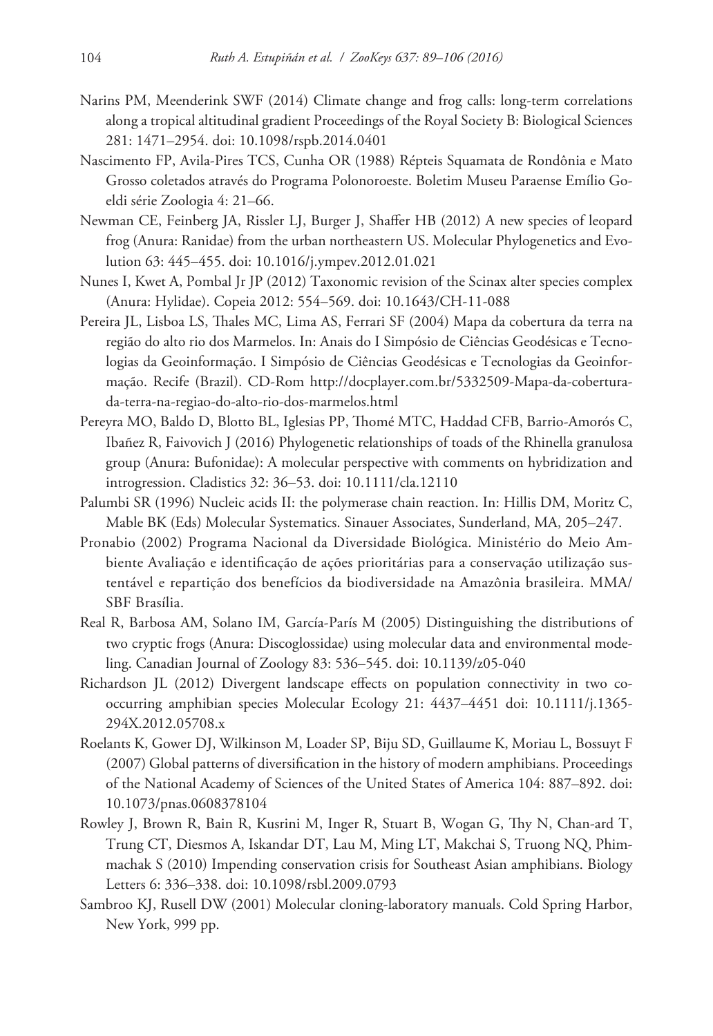Narins PM, Meenderink SWF (2014) Climate change and frog calls: long-term correlations along a tropical altitudinal gradient Proceedings of the Royal Society B: Biological Sciences 281: 1471–2954. doi: 10.1098/rspb.2014.0401

Nascimento FP, Avila-Pires TCS, Cunha OR (1988) Répteis Squamata de Rondônia e Mato Grosso coletados através do Programa Polonoroeste. Boletim Museu Paraense Emílio Goeldi série Zoologia 4: 21–66.

Newman CE, Feinberg JA, Rissler LJ, Burger J, Shaffer HB (2012) A new species of leopard frog (Anura: Ranidae) from the urban northeastern US. Molecular Phylogenetics and Evolution 63: 445–455. doi: 10.1016/j.ympev.2012.01.021

Nunes I, Kwet A, Pombal Jr JP (2012) Taxonomic revision of the Scinax alter species complex (Anura: Hylidae). Copeia 2012: 554–569. doi: 10.1643/CH-11-088

Pereira JL, Lisboa LS, Thales MC, Lima AS, Ferrari SF (2004) Mapa da cobertura da terra na região do alto rio dos Marmelos. In: Anais do I Simpósio de Ciências Geodésicas e Tecnologias da Geoinformação. I Simpósio de Ciências Geodésicas e Tecnologias da Geoinformação. Recife (Brazil). CD-Rom http://docplayer.com.br/5332509-Mapa-da-cobertura-da-terra-na-regiao-do-alto-rio-dos-marmelos.html

Pereyra MO, Baldo D, Blotto BL, Iglesias PP, Thomé MTC, Haddad CFB, Barrio-Amorós C, Ibañez R, Faivovich J (2016) Phylogenetic relationships of toads of the Rhinella granulosa group (Anura: Bufonidae): A molecular perspective with comments on hybridization and introgression. Cladistics 32: 36–53. doi: 10.1111/cla.12110

Palumbi SR (1996) Nucleic acids II: the polymerase chain reaction. In: Hillis DM, Moritz C, Mable BK (Eds) Molecular Systematics. Sinauer Associates, Sunderland, MA, 205–247.

Pronabio (2002) Programa Nacional da Diversidade Biológica. Ministério do Meio Ambiente Avaliação e identificação de ações prioritárias para a conservação utilização sustentável e repartição dos benefícios da biodiversidade na Amazônia brasileira. MMA/SBF Brasília.

Real R, Barbosa AM, Solano IM, García-París M (2005) Distinguishing the distributions of two cryptic frogs (Anura: Discoglossidae) using molecular data and environmental modeling. Canadian Journal of Zoology 83: 536–545. doi: 10.1139/z05-040

Richardson JL (2012) Divergent landscape effects on population connectivity in two co-occurring amphibian species Molecular Ecology 21: 4437–4451 doi: 10.1111/j.1365-294X.2012.05708.x

Roelants K, Gower DJ, Wilkinson M, Loader SP, Biju SD, Guillaume K, Moriau L, Bossuyt F (2007) Global patterns of diversification in the history of modern amphibians. Proceedings of the National Academy of Sciences of the United States of America 104: 887–892. doi: 10.1073/pnas.0608378104

Rowley J, Brown R, Bain R, Kusrini M, Inger R, Stuart B, Wogan G, Thy N, Chan-ard T, Trung CT, Diesmos A, Iskandar DT, Lau M, Ming LT, Makchai S, Truong NQ, Phimmachak S (2010) Impending conservation crisis for Southeast Asian amphibians. Biology Letters 6: 336–338. doi: 10.1098/rsbl.2009.0793

Sambroo KJ, Rusell DW (2001) Molecular cloning-laboratory manuals. Cold Spring Harbor, New York, 999 pp.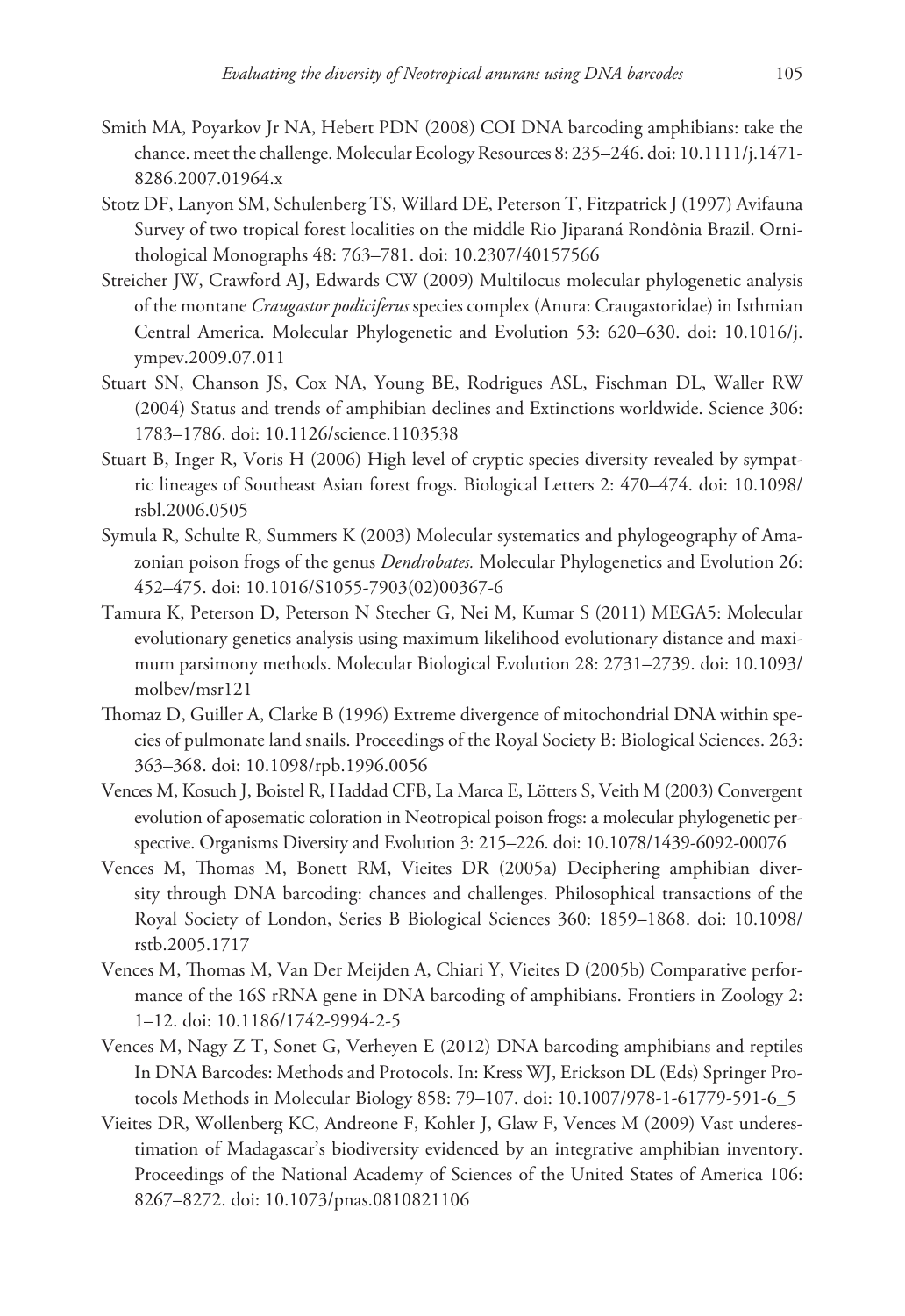Smith MA, Poyarkov Jr NA, Hebert PDN (2008) COI DNA barcoding amphibians: take the chance. meet the challenge. Molecular Ecology Resources 8: 235–246. doi: 10.1111/j.1471-8286.2007.01964.x

Stotz DF, Lanyon SM, Schulenberg TS, Willard DE, Peterson T, Fitzpatrick J (1997) Avifauna Survey of two tropical forest localities on the middle Rio Jiparaná Rondônia Brazil. Ornithological Monographs 48: 763–781. doi: 10.2307/40157566

Streicher JW, Crawford AJ, Edwards CW (2009) Multilocus molecular phylogenetic analysis of the montane *Craugastor podiciferus* species complex (Anura: Craugastoridae) in Isthmian Central America. Molecular Phylogenetic and Evolution 53: 620–630. doi: 10.1016/j.ympev.2009.07.011

Stuart SN, Chanson JS, Cox NA, Young BE, Rodrigues ASL, Fischman DL, Waller RW (2004) Status and trends of amphibian declines and Extinctions worldwide. Science 306: 1783–1786. doi: 10.1126/science.1103538

Stuart B, Inger R, Voris H (2006) High level of cryptic species diversity revealed by sympatric lineages of Southeast Asian forest frogs. Biological Letters 2: 470–474. doi: 10.1098/rsbl.2006.0505

Symula R, Schulte R, Summers K (2003) Molecular systematics and phylogeography of Amazonian poison frogs of the genus *Dendrobates.* Molecular Phylogenetics and Evolution 26: 452–475. doi: 10.1016/S1055-7903(02)00367-6

Tamura K, Peterson D, Peterson N Stecher G, Nei M, Kumar S (2011) MEGA5: Molecular evolutionary genetics analysis using maximum likelihood evolutionary distance and maximum parsimony methods. Molecular Biological Evolution 28: 2731–2739. doi: 10.1093/molbev/msr121

Thomaz D, Guiller A, Clarke B (1996) Extreme divergence of mitochondrial DNA within species of pulmonate land snails. Proceedings of the Royal Society B: Biological Sciences. 263: 363–368. doi: 10.1098/rpb.1996.0056

Vences M, Kosuch J, Boistel R, Haddad CFB, La Marca E, Lötters S, Veith M (2003) Convergent evolution of aposematic coloration in Neotropical poison frogs: a molecular phylogenetic perspective. Organisms Diversity and Evolution 3: 215–226. doi: 10.1078/1439-6092-00076

Vences M, Thomas M, Bonett RM, Vieites DR (2005a) Deciphering amphibian diversity through DNA barcoding: chances and challenges. Philosophical transactions of the Royal Society of London, Series B Biological Sciences 360: 1859–1868. doi: 10.1098/rstb.2005.1717

Vences M, Thomas M, Van Der Meijden A, Chiari Y, Vieites D (2005b) Comparative performance of the 16S rRNA gene in DNA barcoding of amphibians. Frontiers in Zoology 2: 1–12. doi: 10.1186/1742-9994-2-5

Vences M, Nagy Z T, Sonet G, Verheyen E (2012) DNA barcoding amphibians and reptiles In DNA Barcodes: Methods and Protocols. In: Kress WJ, Erickson DL (Eds) Springer Protocols Methods in Molecular Biology 858: 79–107. doi: 10.1007/978-1-61779-591-6_5

Vieites DR, Wollenberg KC, Andreone F, Kohler J, Glaw F, Vences M (2009) Vast underestimation of Madagascar's biodiversity evidenced by an integrative amphibian inventory. Proceedings of the National Academy of Sciences of the United States of America 106: 8267–8272. doi: 10.1073/pnas.0810821106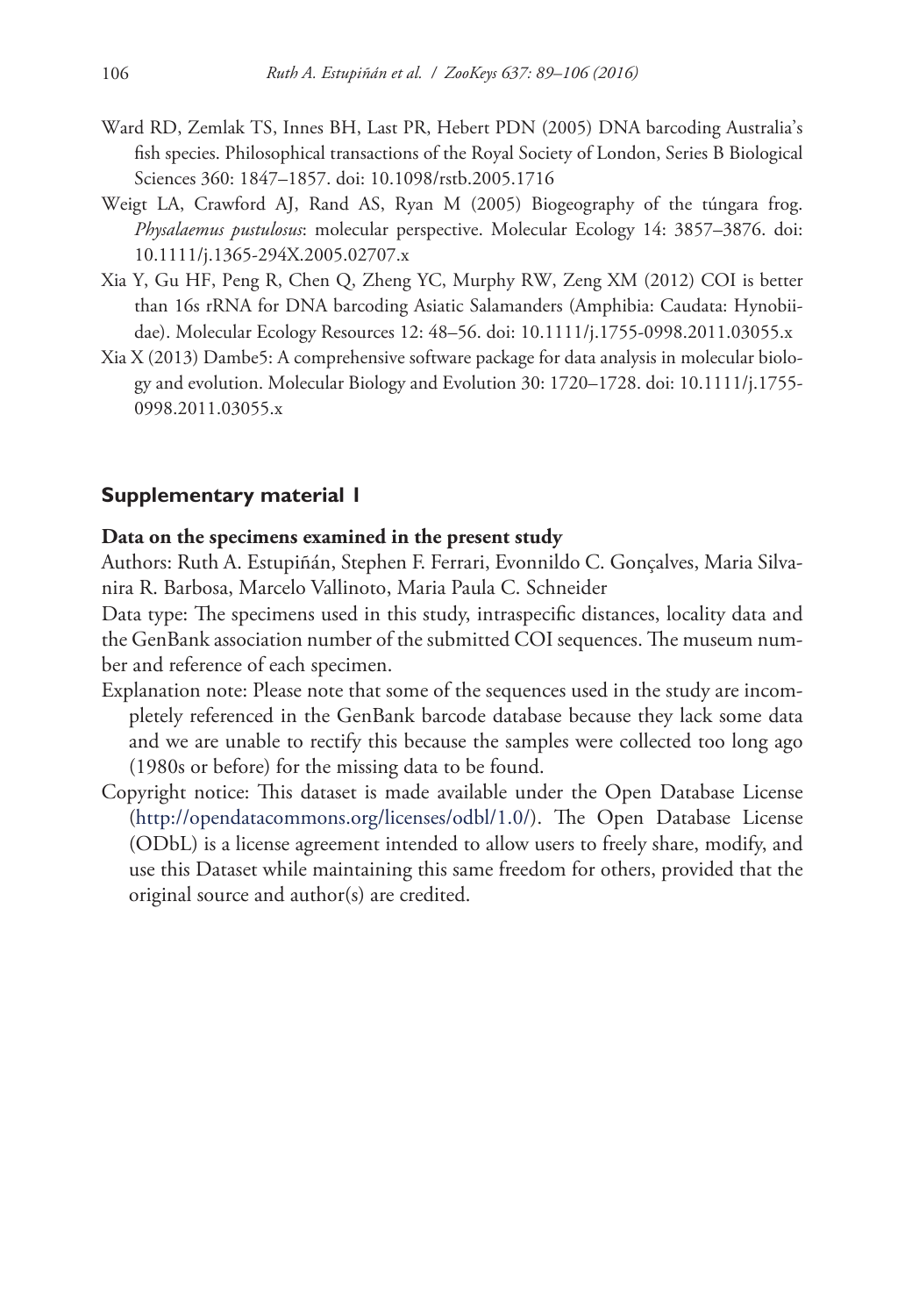Ward RD, Zemlak TS, Innes BH, Last PR, Hebert PDN (2005) DNA barcoding Australia's fish species. Philosophical transactions of the Royal Society of London, Series B Biological Sciences 360: 1847–1857. doi: 10.1098/rstb.2005.1716

Weigt LA, Crawford AJ, Rand AS, Ryan M (2005) Biogeography of the túngara frog. *Physalaemus pustulosus*: molecular perspective. Molecular Ecology 14: 3857–3876. doi: 10.1111/j.1365-294X.2005.02707.x

Xia Y, Gu HF, Peng R, Chen Q, Zheng YC, Murphy RW, Zeng XM (2012) COI is better than 16s rRNA for DNA barcoding Asiatic Salamanders (Amphibia: Caudata: Hynobiidae). Molecular Ecology Resources 12: 48–56. doi: 10.1111/j.1755-0998.2011.03055.x

Xia X (2013) Dambe5: A comprehensive software package for data analysis in molecular biology and evolution. Molecular Biology and Evolution 30: 1720–1728. doi: 10.1111/j.1755-0998.2011.03055.x

## Supplementary material 1

**Data on the specimens examined in the present study**

Authors: Ruth A. Estupiñán, Stephen F. Ferrari, Evonnildo C. Gonçalves, Maria Silvanira R. Barbosa, Marcelo Vallinoto, Maria Paula C. Schneider

Data type: The specimens used in this study, intraspecific distances, locality data and the GenBank association number of the submitted COI sequences. The museum number and reference of each specimen.

Explanation note: Please note that some of the sequences used in the study are incompletely referenced in the GenBank barcode database because they lack some data and we are unable to rectify this because the samples were collected too long ago (1980s or before) for the missing data to be found.

Copyright notice: This dataset is made available under the Open Database License (http://opendatacommons.org/licenses/odbl/1.0/). The Open Database License (ODbL) is a license agreement intended to allow users to freely share, modify, and use this Dataset while maintaining this same freedom for others, provided that the original source and author(s) are credited.